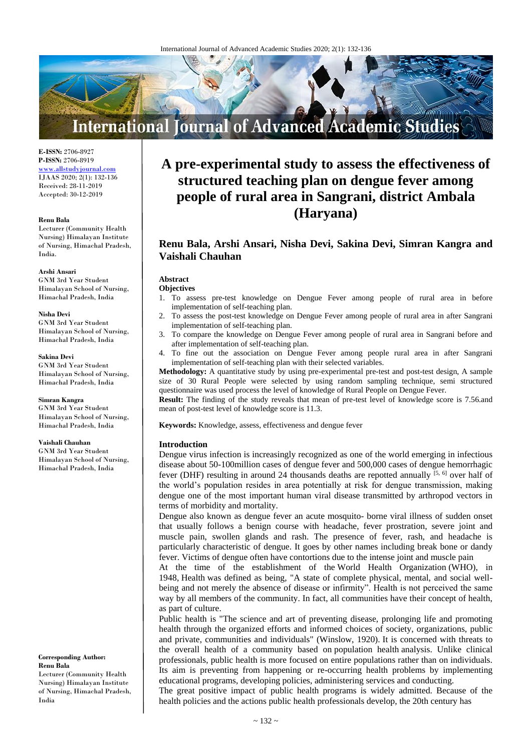**E-ISSN:** 2706-8927
**P-ISSN:** 2706-8919
www.allstudyjournal.com
IJAAS 2020; 2(1): 132-136
Received: 28-11-2019
Accepted: 30-12-2019

**Renu Bala**
Lecturer (Community Health Nursing) Himalayan Institute of Nursing, Himachal Pradesh, India.

**Arshi Ansari**
GNM 3rd Year Student Himalayan School of Nursing, Himachal Pradesh, India

**Nisha Devi**
GNM 3rd Year Student Himalayan School of Nursing, Himachal Pradesh, India

**Sakina Devi**
GNM 3rd Year Student Himalayan School of Nursing, Himachal Pradesh, India

**Simran Kangra**
GNM 3rd Year Student Himalayan School of Nursing, Himachal Pradesh, India

**Vaishali Chauhan**
GNM 3rd Year Student Himalayan School of Nursing, Himachal Pradesh, India

**Corresponding Author:**
**Renu Bala**
Lecturer (Community Health Nursing) Himalayan Institute of Nursing, Himachal Pradesh, India

# A pre-experimental study to assess the effectiveness of structured teaching plan on dengue fever among people of rural area in Sangrani, district Ambala (Haryana)

## Renu Bala, Arshi Ansari, Nisha Devi, Sakina Devi, Simran Kangra and Vaishali Chauhan

### Abstract

**Objectives**

1. To assess pre-test knowledge on Dengue Fever among people of rural area in before implementation of self-teaching plan.
2. To assess the post-test knowledge on Dengue Fever among people of rural area in after Sangrani implementation of self-teaching plan.
3. To compare the knowledge on Dengue Fever among people of rural area in Sangrani before and after implementation of self-teaching plan.
4. To fine out the association on Dengue Fever among people rural area in after Sangrani implementation of self-teaching plan with their selected variables.

**Methodology:** A quantitative study by using pre-experimental pre-test and post-test design, A sample size of 30 Rural People were selected by using random sampling technique, semi structured questionnaire was used process the level of knowledge of Rural People on Dengue Fever.

**Result:** The finding of the study reveals that mean of pre-test level of knowledge score is 7.56.and mean of post-test level of knowledge score is 11.3.

**Keywords:** Knowledge, assess, effectiveness and dengue fever

### Introduction

Dengue virus infection is increasingly recognized as one of the world emerging in infectious disease about 50-100million cases of dengue fever and 500,000 cases of dengue hemorrhagic fever (DHF) resulting in around 24 thousands deaths are repotted annually [5, 6] over half of the world's population resides in area potentially at risk for dengue transmission, making dengue one of the most important human viral disease transmitted by arthropod vectors in terms of morbidity and mortality.

Dengue also known as dengue fever an acute mosquito- borne viral illness of sudden onset that usually follows a benign course with headache, fever prostration, severe joint and muscle pain, swollen glands and rash. The presence of fever, rash, and headache is particularly characteristic of dengue. It goes by other names including break bone or dandy fever. Victims of dengue often have contortions due to the intense joint and muscle pain

At the time of the establishment of the World Health Organization (WHO), in 1948, Health was defined as being, "A state of complete physical, mental, and social well-being and not merely the absence of disease or infirmity". Health is not perceived the same way by all members of the community. In fact, all communities have their concept of health, as part of culture.

Public health is "The science and art of preventing disease, prolonging life and promoting health through the organized efforts and informed choices of society, organizations, public and private, communities and individuals" (Winslow, 1920). It is concerned with threats to the overall health of a community based on population health analysis. Unlike clinical professionals, public health is more focused on entire populations rather than on individuals. Its aim is preventing from happening or re-occurring health problems by implementing educational programs, developing policies, administering services and conducting.

The great positive impact of public health programs is widely admitted. Because of the health policies and the actions public health professionals develop, the 20th century has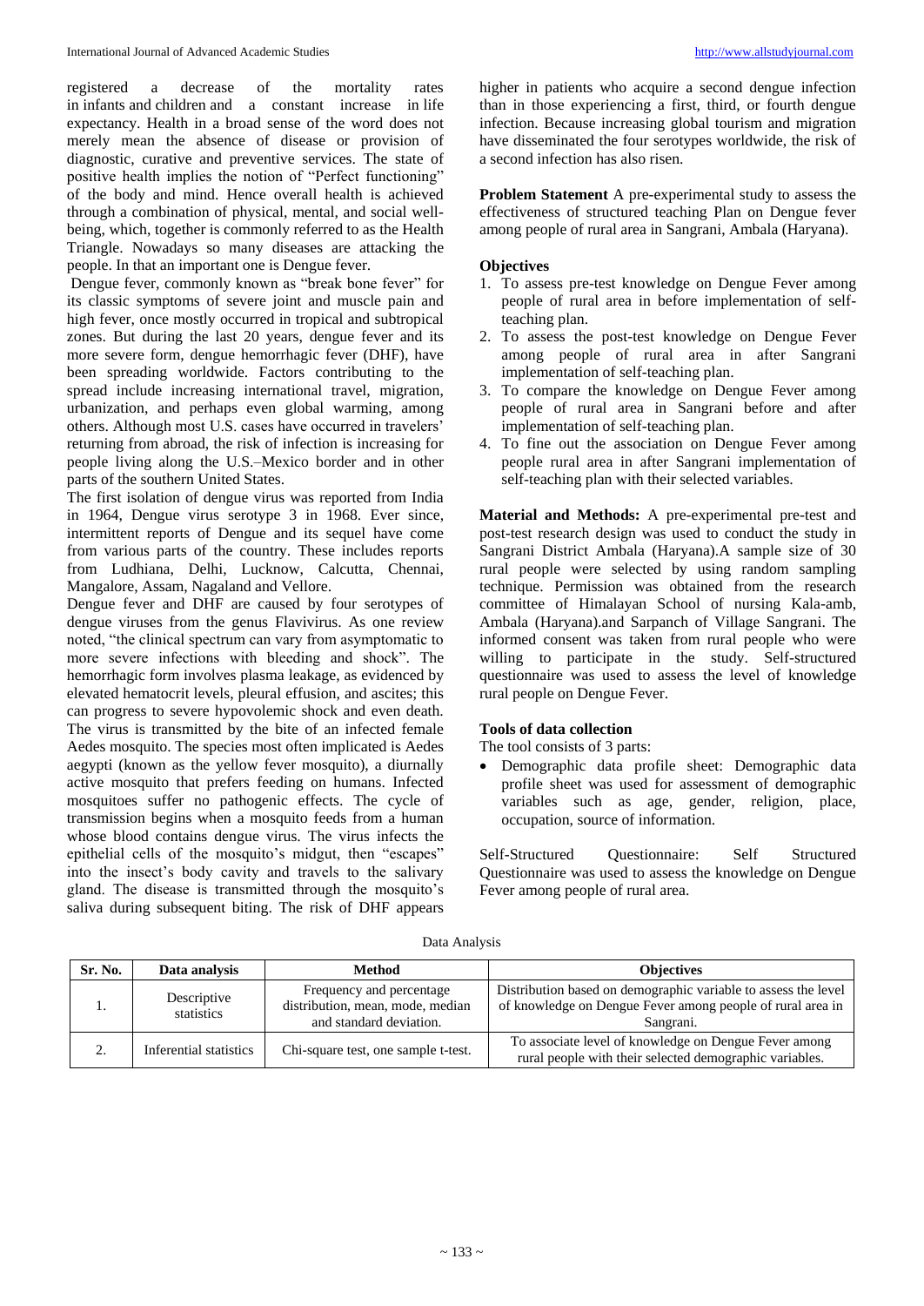registered a decrease of the mortality rates in infants and children and a constant increase in life expectancy. Health in a broad sense of the word does not merely mean the absence of disease or provision of diagnostic, curative and preventive services. The state of positive health implies the notion of "Perfect functioning" of the body and mind. Hence overall health is achieved through a combination of physical, mental, and social well-being, which, together is commonly referred to as the Health Triangle. Nowadays so many diseases are attacking the people. In that an important one is Dengue fever.

Dengue fever, commonly known as "break bone fever" for its classic symptoms of severe joint and muscle pain and high fever, once mostly occurred in tropical and subtropical zones. But during the last 20 years, dengue fever and its more severe form, dengue hemorrhagic fever (DHF), have been spreading worldwide. Factors contributing to the spread include increasing international travel, migration, urbanization, and perhaps even global warming, among others. Although most U.S. cases have occurred in travelers' returning from abroad, the risk of infection is increasing for people living along the U.S.–Mexico border and in other parts of the southern United States.

The first isolation of dengue virus was reported from India in 1964, Dengue virus serotype 3 in 1968. Ever since, intermittent reports of Dengue and its sequel have come from various parts of the country. These includes reports from Ludhiana, Delhi, Lucknow, Calcutta, Chennai, Mangalore, Assam, Nagaland and Vellore.

Dengue fever and DHF are caused by four serotypes of dengue viruses from the genus Flavivirus. As one review noted, "the clinical spectrum can vary from asymptomatic to more severe infections with bleeding and shock". The hemorrhagic form involves plasma leakage, as evidenced by elevated hematocrit levels, pleural effusion, and ascites; this can progress to severe hypovolemic shock and even death. The virus is transmitted by the bite of an infected female Aedes mosquito. The species most often implicated is Aedes aegypti (known as the yellow fever mosquito), a diurnally active mosquito that prefers feeding on humans. Infected mosquitoes suffer no pathogenic effects. The cycle of transmission begins when a mosquito feeds from a human whose blood contains dengue virus. The virus infects the epithelial cells of the mosquito's midgut, then "escapes" into the insect's body cavity and travels to the salivary gland. The disease is transmitted through the mosquito's saliva during subsequent biting. The risk of DHF appears higher in patients who acquire a second dengue infection than in those experiencing a first, third, or fourth dengue infection. Because increasing global tourism and migration have disseminated the four serotypes worldwide, the risk of a second infection has also risen.

**Problem Statement** A pre-experimental study to assess the effectiveness of structured teaching Plan on Dengue fever among people of rural area in Sangrani, Ambala (Haryana).

**Objectives**

1. To assess pre-test knowledge on Dengue Fever among people of rural area in before implementation of self-teaching plan.
2. To assess the post-test knowledge on Dengue Fever among people of rural area in after Sangrani implementation of self-teaching plan.
3. To compare the knowledge on Dengue Fever among people of rural area in Sangrani before and after implementation of self-teaching plan.
4. To fine out the association on Dengue Fever among people rural area in after Sangrani implementation of self-teaching plan with their selected variables.

**Material and Methods:** A pre-experimental pre-test and post-test research design was used to conduct the study in Sangrani District Ambala (Haryana).A sample size of 30 rural people were selected by using random sampling technique. Permission was obtained from the research committee of Himalayan School of nursing Kala-amb, Ambala (Haryana).and Sarpanch of Village Sangrani. The informed consent was taken from rural people who were willing to participate in the study. Self-structured questionnaire was used to assess the level of knowledge rural people on Dengue Fever.

**Tools of data collection**

The tool consists of 3 parts:

- Demographic data profile sheet: Demographic data profile sheet was used for assessment of demographic variables such as age, gender, religion, place, occupation, source of information.

Self-Structured Questionnaire: Self Structured Questionnaire was used to assess the knowledge on Dengue Fever among people of rural area.

Data Analysis

| Sr. No. | Data analysis | Method | Objectives |
|---|---|---|---|
| 1. | Descriptive statistics | Frequency and percentage distribution, mean, mode, median and standard deviation. | Distribution based on demographic variable to assess the level of knowledge on Dengue Fever among people of rural area in Sangrani. |
| 2. | Inferential statistics | Chi-square test, one sample t-test. | To associate level of knowledge on Dengue Fever among rural people with their selected demographic variables. |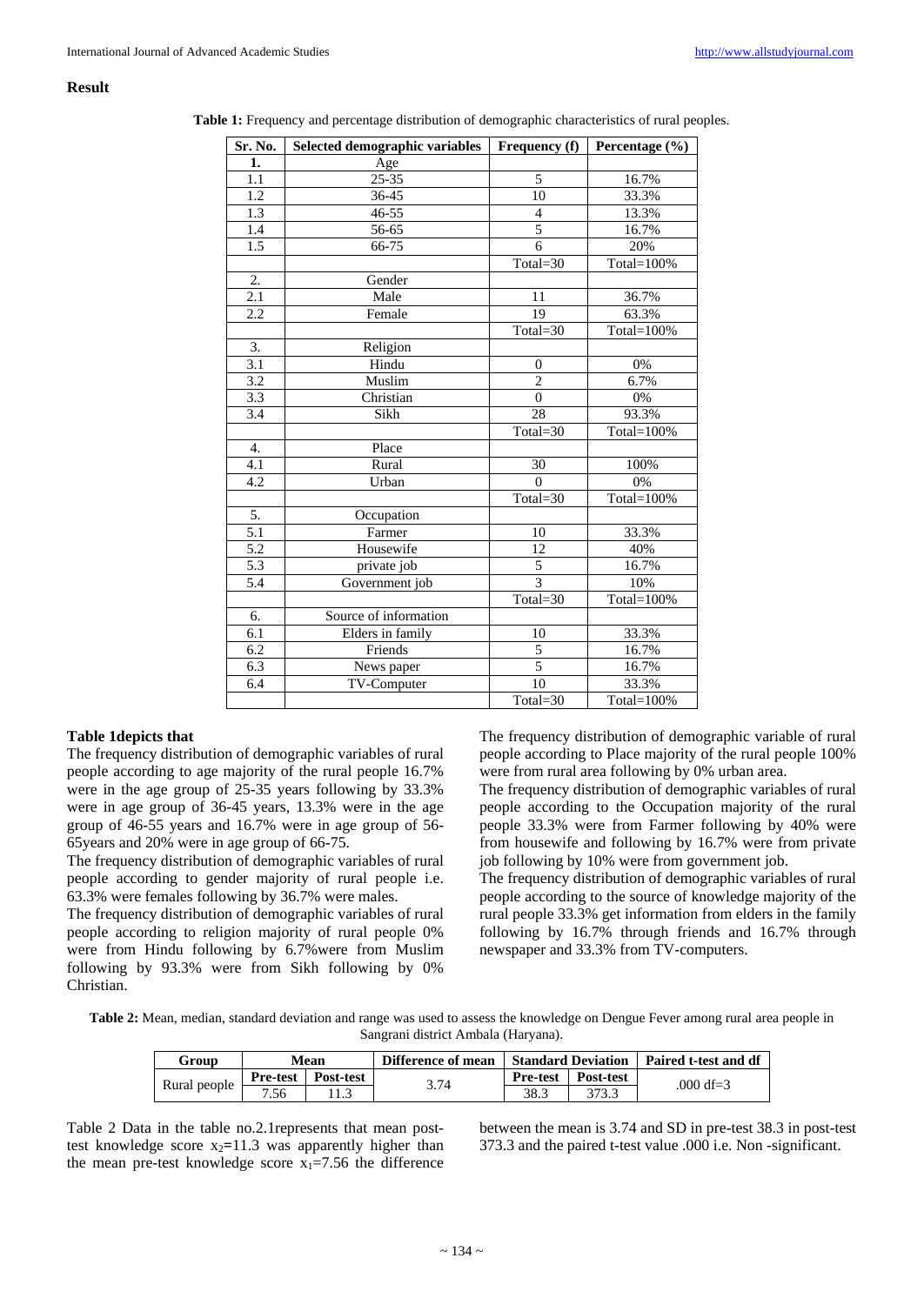## Result

**Table 1:** Frequency and percentage distribution of demographic characteristics of rural peoples.

| Sr. No. | Selected demographic variables | Frequency (f) | Percentage (%) |
|---|---|---|---|
| **1.** | Age | | |
| 1.1 | 25-35 | 5 | 16.7% |
| 1.2 | 36-45 | 10 | 33.3% |
| 1.3 | 46-55 | 4 | 13.3% |
| 1.4 | 56-65 | 5 | 16.7% |
| 1.5 | 66-75 | 6 | 20% |
| | | Total=30 | Total=100% |
| 2. | Gender | | |
| 2.1 | Male | 11 | 36.7% |
| 2.2 | Female | 19 | 63.3% |
| | | Total=30 | Total=100% |
| 3. | Religion | | |
| 3.1 | Hindu | 0 | 0% |
| 3.2 | Muslim | 2 | 6.7% |
| 3.3 | Christian | 0 | 0% |
| 3.4 | Sikh | 28 | 93.3% |
| | | Total=30 | Total=100% |
| 4. | Place | | |
| 4.1 | Rural | 30 | 100% |
| 4.2 | Urban | 0 | 0% |
| | | Total=30 | Total=100% |
| 5. | Occupation | | |
| 5.1 | Farmer | 10 | 33.3% |
| 5.2 | Housewife | 12 | 40% |
| 5.3 | private job | 5 | 16.7% |
| 5.4 | Government job | 3 | 10% |
| | | Total=30 | Total=100% |
| 6. | Source of information | | |
| 6.1 | Elders in family | 10 | 33.3% |
| 6.2 | Friends | 5 | 16.7% |
| 6.3 | News paper | 5 | 16.7% |
| 6.4 | TV-Computer | 10 | 33.3% |
| | | Total=30 | Total=100% |

**Table 1depicts that**

The frequency distribution of demographic variables of rural people according to age majority of the rural people 16.7% were in the age group of 25-35 years following by 33.3% were in age group of 36-45 years, 13.3% were in the age group of 46-55 years and 16.7% were in age group of 56-65years and 20% were in age group of 66-75.

The frequency distribution of demographic variables of rural people according to gender majority of rural people i.e. 63.3% were females following by 36.7% were males.

The frequency distribution of demographic variables of rural people according to religion majority of rural people 0% were from Hindu following by 6.7%were from Muslim following by 93.3% were from Sikh following by 0% Christian.

The frequency distribution of demographic variable of rural people according to Place majority of the rural people 100% were from rural area following by 0% urban area.

The frequency distribution of demographic variables of rural people according to the Occupation majority of the rural people 33.3% were from Farmer following by 40% were from housewife and following by 16.7% were from private job following by 10% were from government job.

The frequency distribution of demographic variables of rural people according to the source of knowledge majority of the rural people 33.3% get information from elders in the family following by 16.7% through friends and 16.7% through newspaper and 33.3% from TV-computers.

**Table 2:** Mean, median, standard deviation and range was used to assess the knowledge on Dengue Fever among rural area people in Sangrani district Ambala (Haryana).

| Group | Mean | | Difference of mean | Standard Deviation | | Paired t-test and df |
|---|---|---|---|---|---|---|
| | Pre-test | Post-test | | Pre-test | Post-test | |
| Rural people | 7.56 | 11.3 | 3.74 | 38.3 | 373.3 | .000 df=3 |

Table 2 Data in the table no.2.1represents that mean post-test knowledge score $x_2$=11.3 was apparently higher than the mean pre-test knowledge score $x_1$=7.56 the difference between the mean is 3.74 and SD in pre-test 38.3 in post-test 373.3 and the paired t-test value .000 i.e. Non -significant.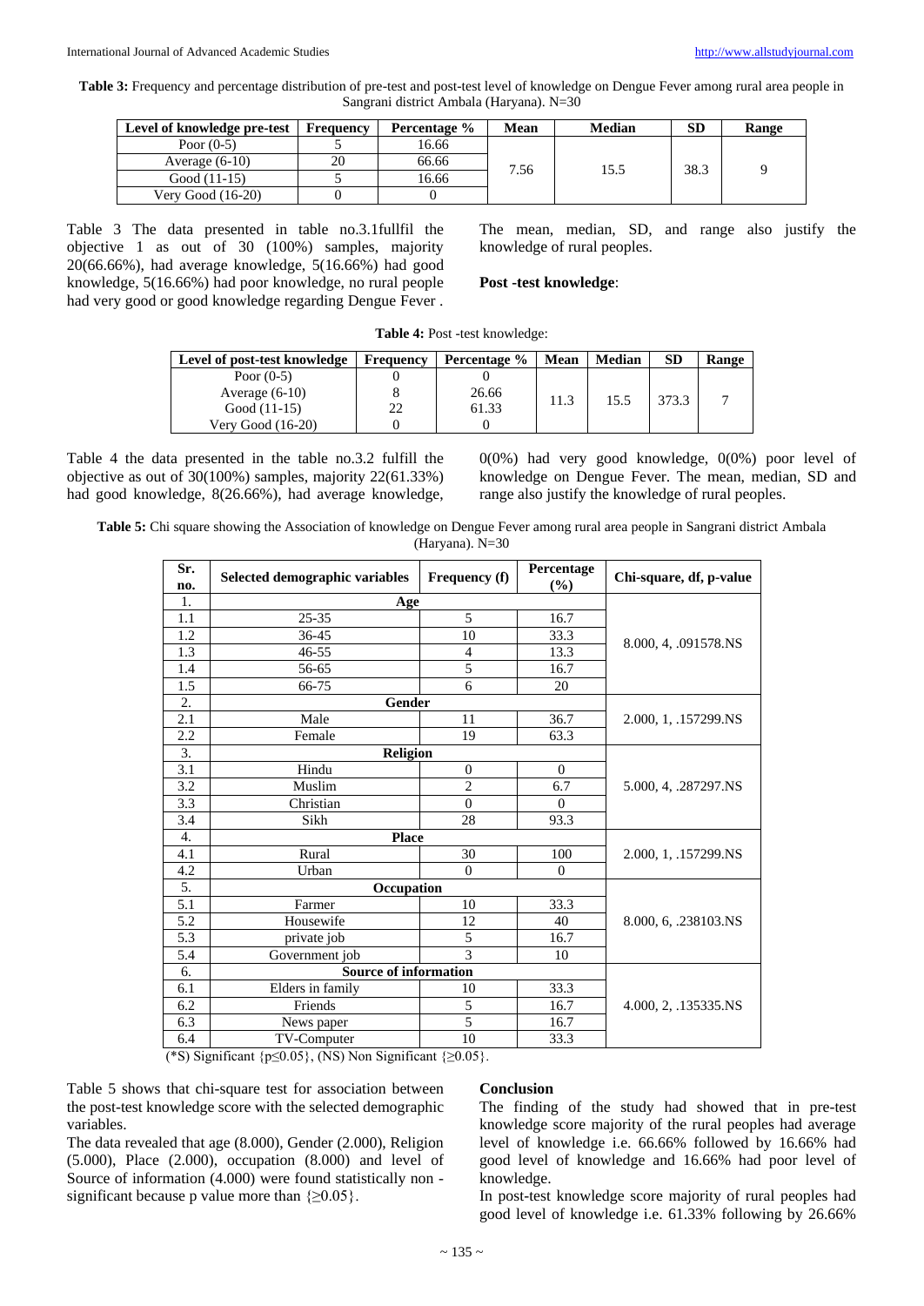**Table 3:** Frequency and percentage distribution of pre-test and post-test level of knowledge on Dengue Fever among rural area people in Sangrani district Ambala (Haryana). N=30

| Level of knowledge pre-test | Frequency | Percentage % | Mean | Median | SD | Range |
|---|---|---|---|---|---|---|
| Poor (0-5) | 5 | 16.66 | 7.56 | 15.5 | 38.3 | 9 |
| Average (6-10) | 20 | 66.66 | | | | |
| Good (11-15) | 5 | 16.66 | | | | |
| Very Good (16-20) | 0 | 0 | | | | |

Table 3 The data presented in table no.3.1fullfil the objective 1 as out of 30 (100%) samples, majority 20(66.66%), had average knowledge, 5(16.66%) had good knowledge, 5(16.66%) had poor knowledge, no rural people had very good or good knowledge regarding Dengue Fever . The mean, median, SD, and range also justify the knowledge of rural peoples.

**Post -test knowledge**:

**Table 4:** Post -test knowledge:

| Level of post-test knowledge | Frequency | Percentage % | Mean | Median | SD | Range |
|---|---|---|---|---|---|---|
| Poor (0-5) | 0 | 0 | 11.3 | 15.5 | 373.3 | 7 |
| Average (6-10) | 8 | 26.66 | | | | |
| Good (11-15) | 22 | 61.33 | | | | |
| Very Good (16-20) | 0 | 0 | | | | |

Table 4 the data presented in the table no.3.2 fulfill the objective as out of 30(100%) samples, majority 22(61.33%) had good knowledge, 8(26.66%), had average knowledge, 0(0%) had very good knowledge, 0(0%) poor level of knowledge on Dengue Fever. The mean, median, SD and range also justify the knowledge of rural peoples.

**Table 5:** Chi square showing the Association of knowledge on Dengue Fever among rural area people in Sangrani district Ambala (Haryana). N=30

| Sr. no. | Selected demographic variables | Frequency (f) | Percentage (%) | Chi-square, df, p-value |
|---|---|---|---|---|
| 1. | **Age** | | | 8.000, 4, .091578.NS |
| 1.1 | 25-35 | 5 | 16.7 | |
| 1.2 | 36-45 | 10 | 33.3 | |
| 1.3 | 46-55 | 4 | 13.3 | |
| 1.4 | 56-65 | 5 | 16.7 | |
| 1.5 | 66-75 | 6 | 20 | |
| 2. | **Gender** | | | 2.000, 1, .157299.NS |
| 2.1 | Male | 11 | 36.7 | |
| 2.2 | Female | 19 | 63.3 | |
| 3. | **Religion** | | | 5.000, 4, .287297.NS |
| 3.1 | Hindu | 0 | 0 | |
| 3.2 | Muslim | 2 | 6.7 | |
| 3.3 | Christian | 0 | 0 | |
| 3.4 | Sikh | 28 | 93.3 | |
| 4. | **Place** | | | 2.000, 1, .157299.NS |
| 4.1 | Rural | 30 | 100 | |
| 4.2 | Urban | 0 | 0 | |
| 5. | **Occupation** | | | 8.000, 6, .238103.NS |
| 5.1 | Farmer | 10 | 33.3 | |
| 5.2 | Housewife | 12 | 40 | |
| 5.3 | private job | 5 | 16.7 | |
| 5.4 | Government job | 3 | 10 | |
| 6. | **Source of information** | | | 4.000, 2, .135335.NS |
| 6.1 | Elders in family | 10 | 33.3 | |
| 6.2 | Friends | 5 | 16.7 | |
| 6.3 | News paper | 5 | 16.7 | |
| 6.4 | TV-Computer | 10 | 33.3 | |

(*S) Significant {p≤0.05}, (NS) Non Significant {≥0.05}.

Table 5 shows that chi-square test for association between the post-test knowledge score with the selected demographic variables.

The data revealed that age (8.000), Gender (2.000), Religion (5.000), Place (2.000), occupation (8.000) and level of Source of information (4.000) were found statistically non - significant because p value more than {≥0.05}.

## Conclusion

The finding of the study had showed that in pre-test knowledge score majority of the rural peoples had average level of knowledge i.e. 66.66% followed by 16.66% had good level of knowledge and 16.66% had poor level of knowledge.

In post-test knowledge score majority of rural peoples had good level of knowledge i.e. 61.33% following by 26.66%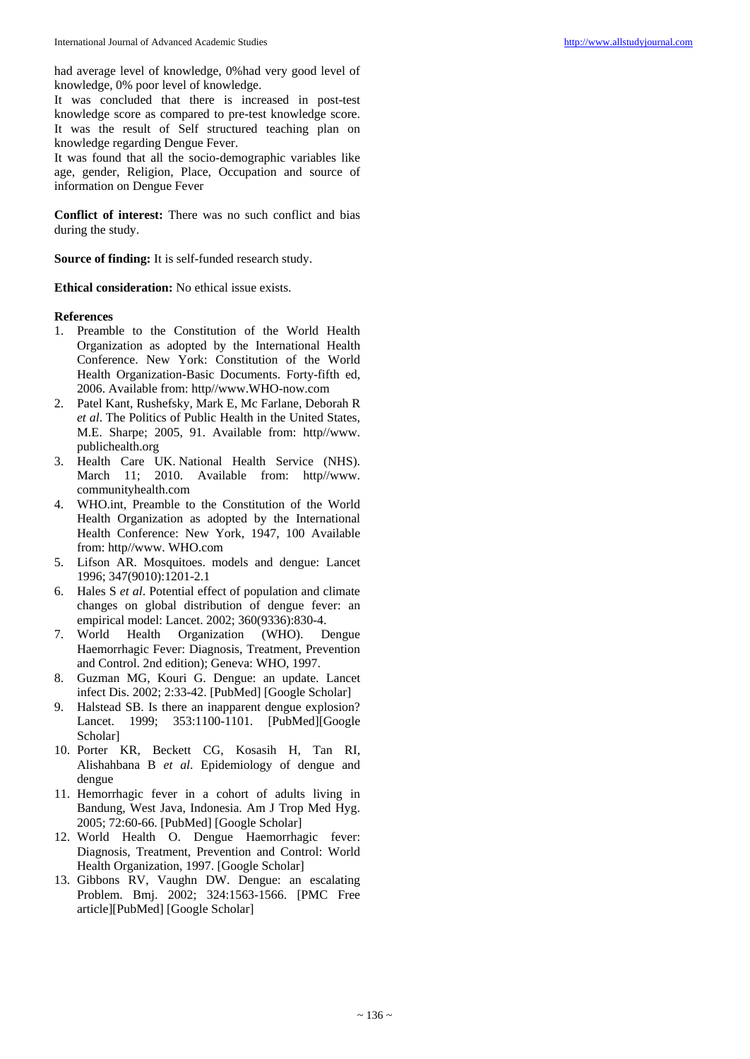had average level of knowledge, 0%had very good level of knowledge, 0% poor level of knowledge.

It was concluded that there is increased in post-test knowledge score as compared to pre-test knowledge score. It was the result of Self structured teaching plan on knowledge regarding Dengue Fever.

It was found that all the socio-demographic variables like age, gender, Religion, Place, Occupation and source of information on Dengue Fever

**Conflict of interest:** There was no such conflict and bias during the study.

**Source of finding:** It is self-funded research study.

**Ethical consideration:** No ethical issue exists.

**References**

1. Preamble to the Constitution of the World Health Organization as adopted by the International Health Conference. New York: Constitution of the World Health Organization-Basic Documents. Forty-fifth ed, 2006. Available from: http//www.WHO-now.com
2. Patel Kant, Rushefsky, Mark E, Mc Farlane, Deborah R *et al*. The Politics of Public Health in the United States, M.E. Sharpe; 2005, 91. Available from: http//www. publichealth.org
3. Health Care UK. National Health Service (NHS). March 11; 2010. Available from: http//www. communityhealth.com
4. WHO.int, Preamble to the Constitution of the World Health Organization as adopted by the International Health Conference: New York, 1947, 100 Available from: http//www. WHO.com
5. Lifson AR. Mosquitoes. models and dengue: Lancet 1996; 347(9010):1201-2.1
6. Hales S *et al*. Potential effect of population and climate changes on global distribution of dengue fever: an empirical model: Lancet. 2002; 360(9336):830-4.
7. World Health Organization (WHO). Dengue Haemorrhagic Fever: Diagnosis, Treatment, Prevention and Control. 2nd edition); Geneva: WHO, 1997.
8. Guzman MG, Kouri G. Dengue: an update. Lancet infect Dis. 2002; 2:33-42. [PubMed] [Google Scholar]
9. Halstead SB. Is there an inapparent dengue explosion? Lancet. 1999; 353:1100-1101. [PubMed][Google Scholar]
10. Porter KR, Beckett CG, Kosasih H, Tan RI, Alishahbana B *et al*. Epidemiology of dengue and dengue
11. Hemorrhagic fever in a cohort of adults living in Bandung, West Java, Indonesia. Am J Trop Med Hyg. 2005; 72:60-66. [PubMed] [Google Scholar]
12. World Health O. Dengue Haemorrhagic fever: Diagnosis, Treatment, Prevention and Control: World Health Organization, 1997. [Google Scholar]
13. Gibbons RV, Vaughn DW. Dengue: an escalating Problem. Bmj. 2002; 324:1563-1566. [PMC Free article][PubMed] [Google Scholar]